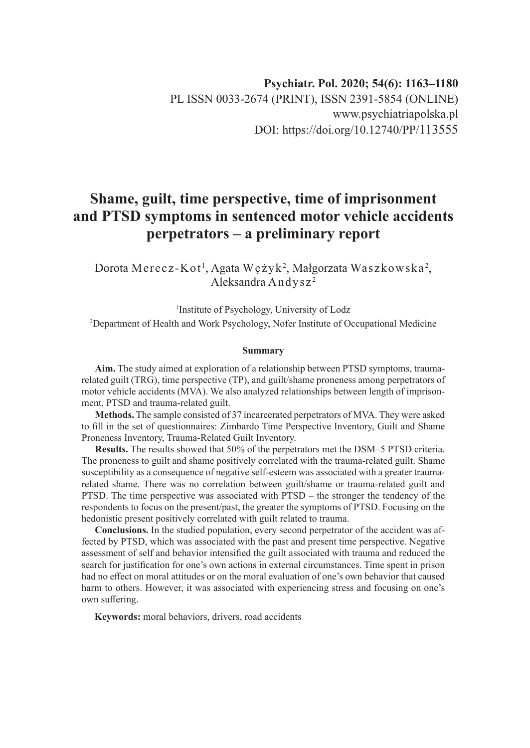Psychiatr. Pol. 2020; 54(6): 1163–1180

PL ISSN 0033-2674 (PRINT), ISSN 2391-5854 (ONLINE)

www.psychiatriapolska.pl

DOI: https://doi.org/10.12740/PP/113555

# Shame, guilt, time perspective, time of imprisonment and PTSD symptoms in sentenced motor vehicle accidents perpetrators – a preliminary report

Dorota Merecz-Kot[1], Agata Wężyk[2], Małgorzata Waszkowska[2], Aleksandra Andysz[2]

[1]Institute of Psychology, University of Lodz

[2]Department of Health and Work Psychology, Nofer Institute of Occupational Medicine

### Summary

**Aim.** The study aimed at exploration of a relationship between PTSD symptoms, trauma-related guilt (TRG), time perspective (TP), and guilt/shame proneness among perpetrators of motor vehicle accidents (MVA). We also analyzed relationships between length of imprisonment, PTSD and trauma-related guilt.

**Methods.** The sample consisted of 37 incarcerated perpetrators of MVA. They were asked to fill in the set of questionnaires: Zimbardo Time Perspective Inventory, Guilt and Shame Proneness Inventory, Trauma-Related Guilt Inventory.

**Results.** The results showed that 50% of the perpetrators met the DSM–5 PTSD criteria. The proneness to guilt and shame positively correlated with the trauma-related guilt. Shame susceptibility as a consequence of negative self-esteem was associated with a greater trauma-related shame. There was no correlation between guilt/shame or trauma-related guilt and PTSD. The time perspective was associated with PTSD – the stronger the tendency of the respondents to focus on the present/past, the greater the symptoms of PTSD. Focusing on the hedonistic present positively correlated with guilt related to trauma.

**Conclusions.** In the studied population, every second perpetrator of the accident was affected by PTSD, which was associated with the past and present time perspective. Negative assessment of self and behavior intensified the guilt associated with trauma and reduced the search for justification for one's own actions in external circumstances. Time spent in prison had no effect on moral attitudes or on the moral evaluation of one's own behavior that caused harm to others. However, it was associated with experiencing stress and focusing on one's own suffering.

**Keywords:** moral behaviors, drivers, road accidents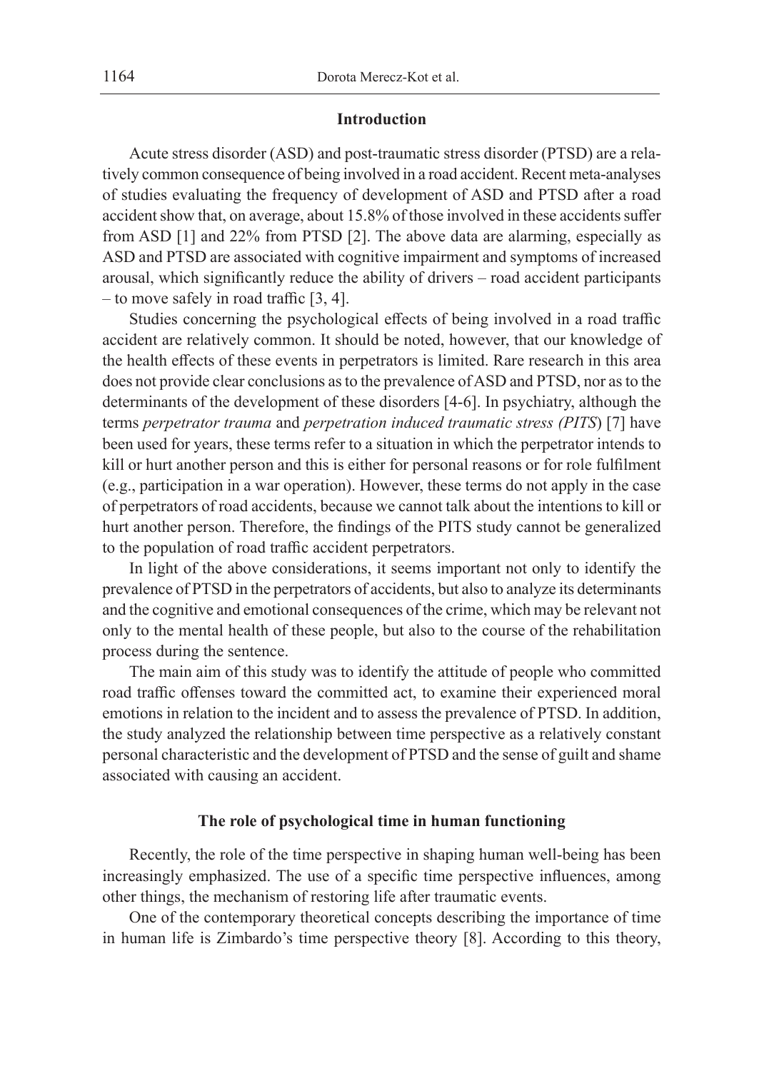## Introduction

Acute stress disorder (ASD) and post-traumatic stress disorder (PTSD) are a relatively common consequence of being involved in a road accident. Recent meta-analyses of studies evaluating the frequency of development of ASD and PTSD after a road accident show that, on average, about 15.8% of those involved in these accidents suffer from ASD [1] and 22% from PTSD [2]. The above data are alarming, especially as ASD and PTSD are associated with cognitive impairment and symptoms of increased arousal, which significantly reduce the ability of drivers – road accident participants – to move safely in road traffic [3, 4].

Studies concerning the psychological effects of being involved in a road traffic accident are relatively common. It should be noted, however, that our knowledge of the health effects of these events in perpetrators is limited. Rare research in this area does not provide clear conclusions as to the prevalence of ASD and PTSD, nor as to the determinants of the development of these disorders [4-6]. In psychiatry, although the terms *perpetrator trauma* and *perpetration induced traumatic stress (PITS*) [7] have been used for years, these terms refer to a situation in which the perpetrator intends to kill or hurt another person and this is either for personal reasons or for role fulfilment (e.g., participation in a war operation). However, these terms do not apply in the case of perpetrators of road accidents, because we cannot talk about the intentions to kill or hurt another person. Therefore, the findings of the PITS study cannot be generalized to the population of road traffic accident perpetrators.

In light of the above considerations, it seems important not only to identify the prevalence of PTSD in the perpetrators of accidents, but also to analyze its determinants and the cognitive and emotional consequences of the crime, which may be relevant not only to the mental health of these people, but also to the course of the rehabilitation process during the sentence.

The main aim of this study was to identify the attitude of people who committed road traffic offenses toward the committed act, to examine their experienced moral emotions in relation to the incident and to assess the prevalence of PTSD. In addition, the study analyzed the relationship between time perspective as a relatively constant personal characteristic and the development of PTSD and the sense of guilt and shame associated with causing an accident.

## The role of psychological time in human functioning

Recently, the role of the time perspective in shaping human well-being has been increasingly emphasized. The use of a specific time perspective influences, among other things, the mechanism of restoring life after traumatic events.

One of the contemporary theoretical concepts describing the importance of time in human life is Zimbardo's time perspective theory [8]. According to this theory,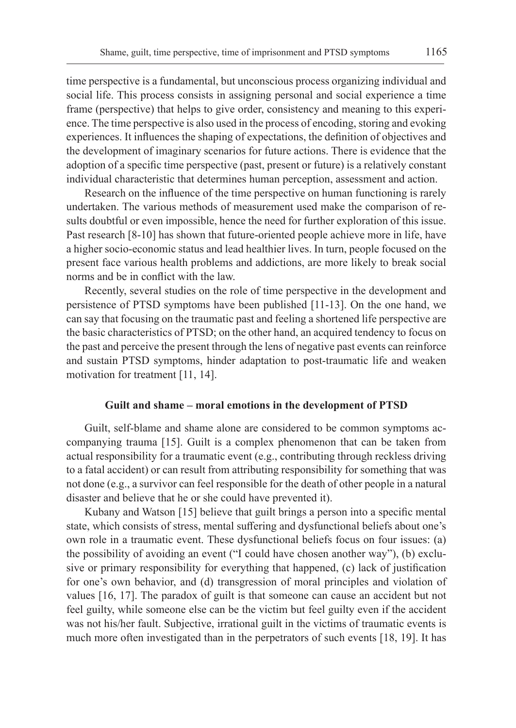time perspective is a fundamental, but unconscious process organizing individual and social life. This process consists in assigning personal and social experience a time frame (perspective) that helps to give order, consistency and meaning to this experience. The time perspective is also used in the process of encoding, storing and evoking experiences. It influences the shaping of expectations, the definition of objectives and the development of imaginary scenarios for future actions. There is evidence that the adoption of a specific time perspective (past, present or future) is a relatively constant individual characteristic that determines human perception, assessment and action.

Research on the influence of the time perspective on human functioning is rarely undertaken. The various methods of measurement used make the comparison of results doubtful or even impossible, hence the need for further exploration of this issue. Past research [8-10] has shown that future-oriented people achieve more in life, have a higher socio-economic status and lead healthier lives. In turn, people focused on the present face various health problems and addictions, are more likely to break social norms and be in conflict with the law.

Recently, several studies on the role of time perspective in the development and persistence of PTSD symptoms have been published [11-13]. On the one hand, we can say that focusing on the traumatic past and feeling a shortened life perspective are the basic characteristics of PTSD; on the other hand, an acquired tendency to focus on the past and perceive the present through the lens of negative past events can reinforce and sustain PTSD symptoms, hinder adaptation to post-traumatic life and weaken motivation for treatment [11, 14].

## Guilt and shame – moral emotions in the development of PTSD

Guilt, self-blame and shame alone are considered to be common symptoms accompanying trauma [15]. Guilt is a complex phenomenon that can be taken from actual responsibility for a traumatic event (e.g., contributing through reckless driving to a fatal accident) or can result from attributing responsibility for something that was not done (e.g., a survivor can feel responsible for the death of other people in a natural disaster and believe that he or she could have prevented it).

Kubany and Watson [15] believe that guilt brings a person into a specific mental state, which consists of stress, mental suffering and dysfunctional beliefs about one's own role in a traumatic event. These dysfunctional beliefs focus on four issues: (a) the possibility of avoiding an event ("I could have chosen another way"), (b) exclusive or primary responsibility for everything that happened, (c) lack of justification for one's own behavior, and (d) transgression of moral principles and violation of values [16, 17]. The paradox of guilt is that someone can cause an accident but not feel guilty, while someone else can be the victim but feel guilty even if the accident was not his/her fault. Subjective, irrational guilt in the victims of traumatic events is much more often investigated than in the perpetrators of such events [18, 19]. It has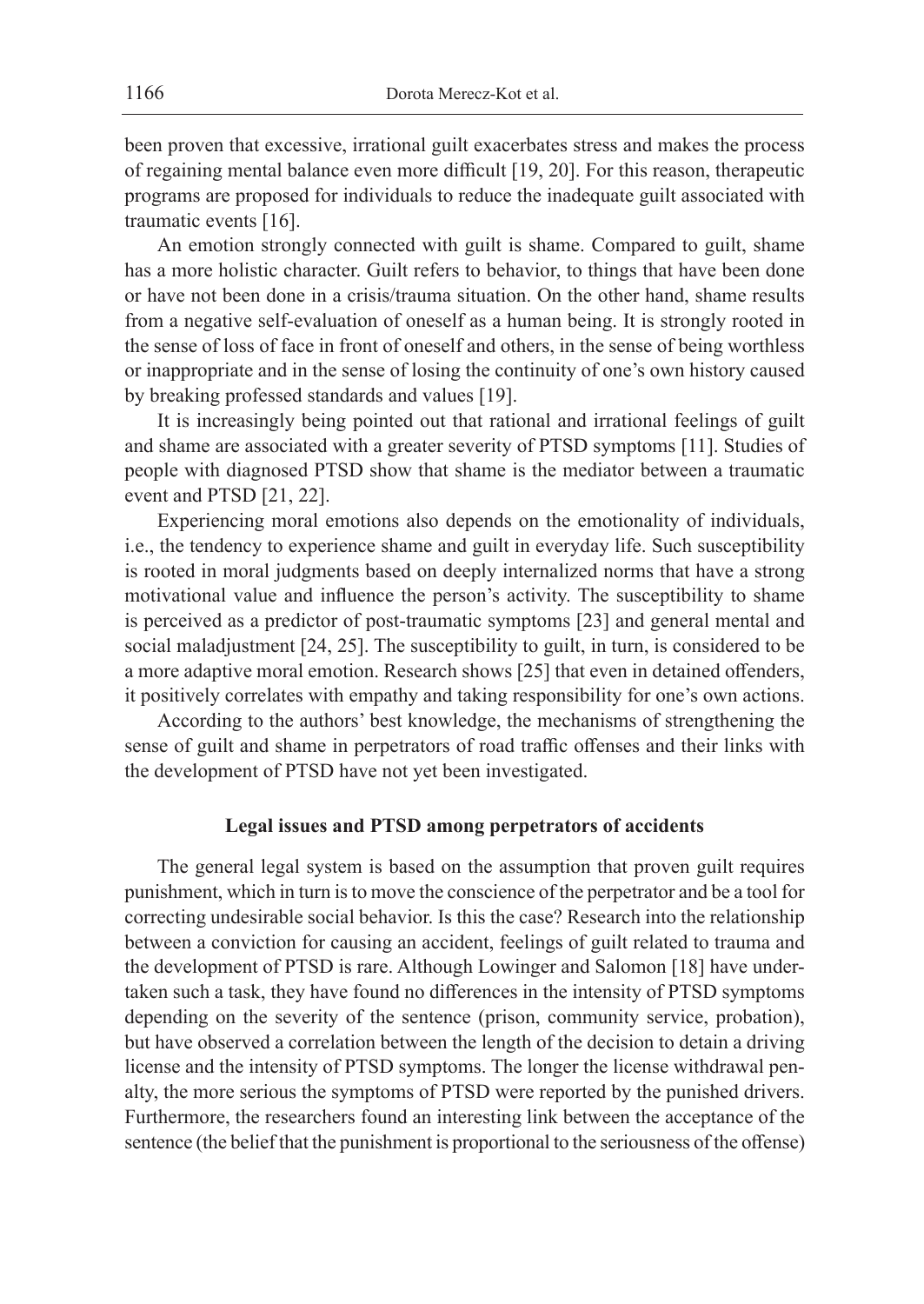been proven that excessive, irrational guilt exacerbates stress and makes the process of regaining mental balance even more difficult [19, 20]. For this reason, therapeutic programs are proposed for individuals to reduce the inadequate guilt associated with traumatic events [16].

An emotion strongly connected with guilt is shame. Compared to guilt, shame has a more holistic character. Guilt refers to behavior, to things that have been done or have not been done in a crisis/trauma situation. On the other hand, shame results from a negative self-evaluation of oneself as a human being. It is strongly rooted in the sense of loss of face in front of oneself and others, in the sense of being worthless or inappropriate and in the sense of losing the continuity of one's own history caused by breaking professed standards and values [19].

It is increasingly being pointed out that rational and irrational feelings of guilt and shame are associated with a greater severity of PTSD symptoms [11]. Studies of people with diagnosed PTSD show that shame is the mediator between a traumatic event and PTSD [21, 22].

Experiencing moral emotions also depends on the emotionality of individuals, i.e., the tendency to experience shame and guilt in everyday life. Such susceptibility is rooted in moral judgments based on deeply internalized norms that have a strong motivational value and influence the person's activity. The susceptibility to shame is perceived as a predictor of post-traumatic symptoms [23] and general mental and social maladjustment [24, 25]. The susceptibility to guilt, in turn, is considered to be a more adaptive moral emotion. Research shows [25] that even in detained offenders, it positively correlates with empathy and taking responsibility for one's own actions.

According to the authors' best knowledge, the mechanisms of strengthening the sense of guilt and shame in perpetrators of road traffic offenses and their links with the development of PTSD have not yet been investigated.

## Legal issues and PTSD among perpetrators of accidents

The general legal system is based on the assumption that proven guilt requires punishment, which in turn is to move the conscience of the perpetrator and be a tool for correcting undesirable social behavior. Is this the case? Research into the relationship between a conviction for causing an accident, feelings of guilt related to trauma and the development of PTSD is rare. Although Lowinger and Salomon [18] have undertaken such a task, they have found no differences in the intensity of PTSD symptoms depending on the severity of the sentence (prison, community service, probation), but have observed a correlation between the length of the decision to detain a driving license and the intensity of PTSD symptoms. The longer the license withdrawal penalty, the more serious the symptoms of PTSD were reported by the punished drivers. Furthermore, the researchers found an interesting link between the acceptance of the sentence (the belief that the punishment is proportional to the seriousness of the offense)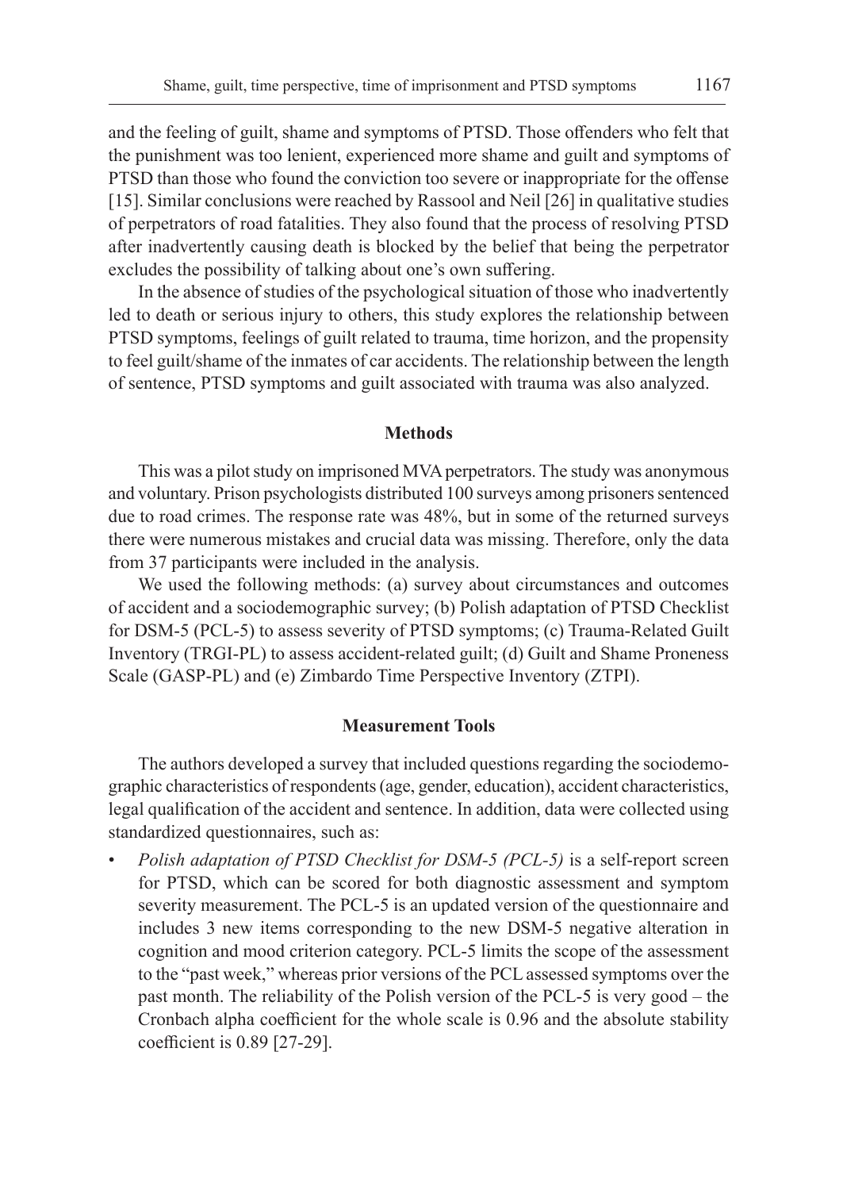and the feeling of guilt, shame and symptoms of PTSD. Those offenders who felt that the punishment was too lenient, experienced more shame and guilt and symptoms of PTSD than those who found the conviction too severe or inappropriate for the offense [15]. Similar conclusions were reached by Rassool and Neil [26] in qualitative studies of perpetrators of road fatalities. They also found that the process of resolving PTSD after inadvertently causing death is blocked by the belief that being the perpetrator excludes the possibility of talking about one's own suffering.

In the absence of studies of the psychological situation of those who inadvertently led to death or serious injury to others, this study explores the relationship between PTSD symptoms, feelings of guilt related to trauma, time horizon, and the propensity to feel guilt/shame of the inmates of car accidents. The relationship between the length of sentence, PTSD symptoms and guilt associated with trauma was also analyzed.

## Methods

This was a pilot study on imprisoned MVA perpetrators. The study was anonymous and voluntary. Prison psychologists distributed 100 surveys among prisoners sentenced due to road crimes. The response rate was 48%, but in some of the returned surveys there were numerous mistakes and crucial data was missing. Therefore, only the data from 37 participants were included in the analysis.

We used the following methods: (a) survey about circumstances and outcomes of accident and a sociodemographic survey; (b) Polish adaptation of PTSD Checklist for DSM-5 (PCL-5) to assess severity of PTSD symptoms; (c) Trauma-Related Guilt Inventory (TRGI-PL) to assess accident-related guilt; (d) Guilt and Shame Proneness Scale (GASP-PL) and (e) Zimbardo Time Perspective Inventory (ZTPI).

## Measurement Tools

The authors developed a survey that included questions regarding the sociodemographic characteristics of respondents (age, gender, education), accident characteristics, legal qualification of the accident and sentence. In addition, data were collected using standardized questionnaires, such as:

- *Polish adaptation of PTSD Checklist for DSM-5 (PCL-5)* is a self-report screen for PTSD, which can be scored for both diagnostic assessment and symptom severity measurement. The PCL-5 is an updated version of the questionnaire and includes 3 new items corresponding to the new DSM-5 negative alteration in cognition and mood criterion category. PCL-5 limits the scope of the assessment to the "past week," whereas prior versions of the PCL assessed symptoms over the past month. The reliability of the Polish version of the PCL-5 is very good – the Cronbach alpha coefficient for the whole scale is 0.96 and the absolute stability coefficient is 0.89 [27-29].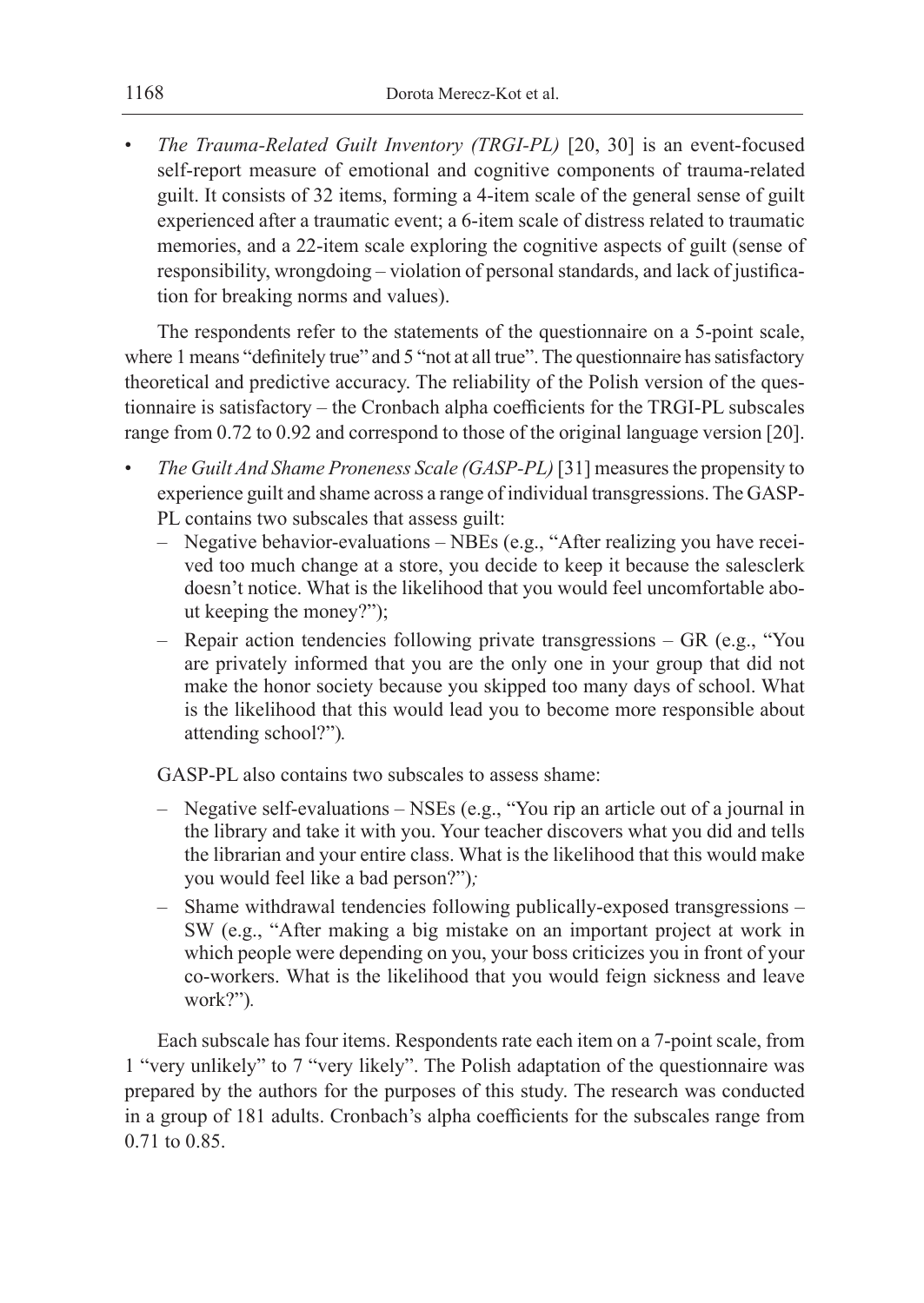- *The Trauma-Related Guilt Inventory (TRGI-PL)* [20, 30] is an event-focused self-report measure of emotional and cognitive components of trauma-related guilt. It consists of 32 items, forming a 4-item scale of the general sense of guilt experienced after a traumatic event; a 6-item scale of distress related to traumatic memories, and a 22-item scale exploring the cognitive aspects of guilt (sense of responsibility, wrongdoing – violation of personal standards, and lack of justification for breaking norms and values).

The respondents refer to the statements of the questionnaire on a 5-point scale, where 1 means "definitely true" and 5 "not at all true". The questionnaire has satisfactory theoretical and predictive accuracy. The reliability of the Polish version of the questionnaire is satisfactory – the Cronbach alpha coefficients for the TRGI-PL subscales range from 0.72 to 0.92 and correspond to those of the original language version [20].

- *The Guilt And Shame Proneness Scale (GASP-PL)* [31] measures the propensity to experience guilt and shame across a range of individual transgressions. The GASP-PL contains two subscales that assess guilt:
  - Negative behavior-evaluations – NBEs (e.g., "After realizing you have received too much change at a store, you decide to keep it because the salesclerk doesn't notice. What is the likelihood that you would feel uncomfortable about keeping the money?");
  - Repair action tendencies following private transgressions – GR (e.g., "You are privately informed that you are the only one in your group that did not make the honor society because you skipped too many days of school. What is the likelihood that this would lead you to become more responsible about attending school?").

  GASP-PL also contains two subscales to assess shame:

  - Negative self-evaluations – NSEs (e.g., "You rip an article out of a journal in the library and take it with you. Your teacher discovers what you did and tells the librarian and your entire class. What is the likelihood that this would make you would feel like a bad person?");
  - Shame withdrawal tendencies following publically-exposed transgressions – SW (e.g., "After making a big mistake on an important project at work in which people were depending on you, your boss criticizes you in front of your co-workers. What is the likelihood that you would feign sickness and leave work?").

Each subscale has four items. Respondents rate each item on a 7-point scale, from 1 "very unlikely" to 7 "very likely". The Polish adaptation of the questionnaire was prepared by the authors for the purposes of this study. The research was conducted in a group of 181 adults. Cronbach's alpha coefficients for the subscales range from 0.71 to 0.85.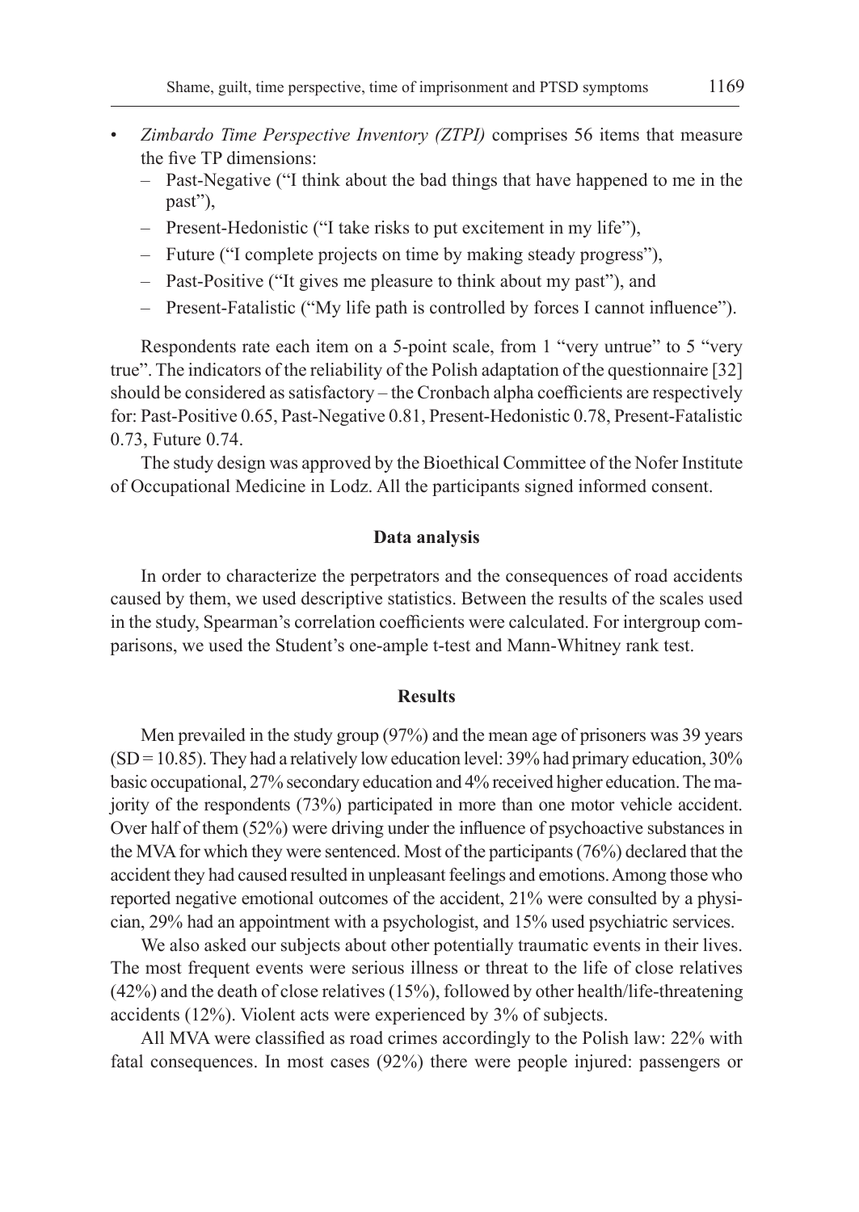- *Zimbardo Time Perspective Inventory (ZTPI)* comprises 56 items that measure the five TP dimensions:
  - Past-Negative ("I think about the bad things that have happened to me in the past"),
  - Present-Hedonistic ("I take risks to put excitement in my life"),
  - Future ("I complete projects on time by making steady progress"),
  - Past-Positive ("It gives me pleasure to think about my past"), and
  - Present-Fatalistic ("My life path is controlled by forces I cannot influence").

Respondents rate each item on a 5-point scale, from 1 "very untrue" to 5 "very true". The indicators of the reliability of the Polish adaptation of the questionnaire [32] should be considered as satisfactory – the Cronbach alpha coefficients are respectively for: Past-Positive 0.65, Past-Negative 0.81, Present-Hedonistic 0.78, Present-Fatalistic 0.73, Future 0.74.

The study design was approved by the Bioethical Committee of the Nofer Institute of Occupational Medicine in Lodz. All the participants signed informed consent.

## Data analysis

In order to characterize the perpetrators and the consequences of road accidents caused by them, we used descriptive statistics. Between the results of the scales used in the study, Spearman's correlation coefficients were calculated. For intergroup comparisons, we used the Student's one-ample t-test and Mann-Whitney rank test.

## Results

Men prevailed in the study group (97%) and the mean age of prisoners was 39 years ($SD = 10.85$). They had a relatively low education level: 39% had primary education, 30% basic occupational, 27% secondary education and 4% received higher education. The majority of the respondents (73%) participated in more than one motor vehicle accident. Over half of them (52%) were driving under the influence of psychoactive substances in the MVA for which they were sentenced. Most of the participants (76%) declared that the accident they had caused resulted in unpleasant feelings and emotions. Among those who reported negative emotional outcomes of the accident, 21% were consulted by a physician, 29% had an appointment with a psychologist, and 15% used psychiatric services.

We also asked our subjects about other potentially traumatic events in their lives. The most frequent events were serious illness or threat to the life of close relatives (42%) and the death of close relatives (15%), followed by other health/life-threatening accidents (12%). Violent acts were experienced by 3% of subjects.

All MVA were classified as road crimes accordingly to the Polish law: 22% with fatal consequences. In most cases (92%) there were people injured: passengers or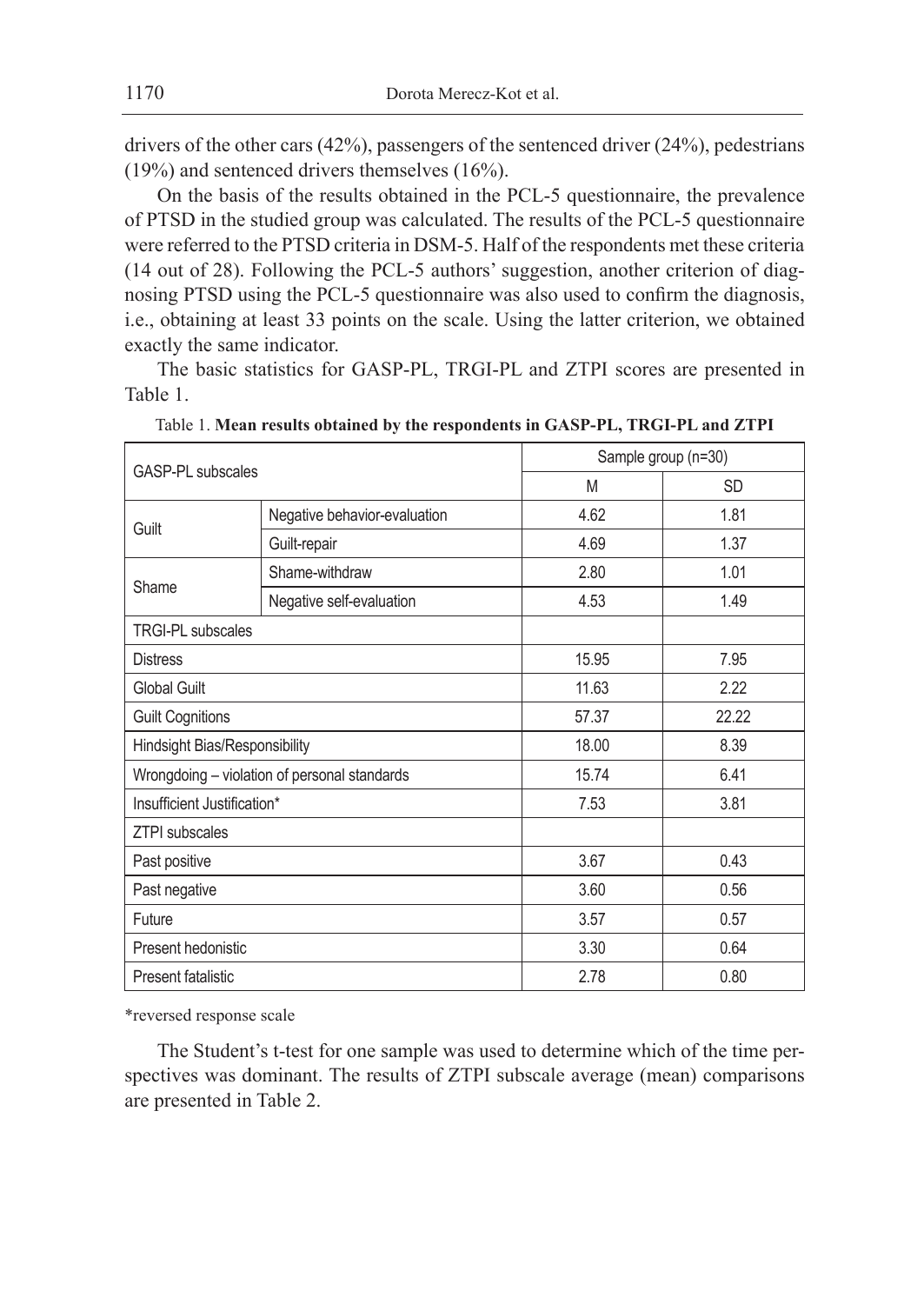drivers of the other cars (42%), passengers of the sentenced driver (24%), pedestrians (19%) and sentenced drivers themselves (16%).

On the basis of the results obtained in the PCL-5 questionnaire, the prevalence of PTSD in the studied group was calculated. The results of the PCL-5 questionnaire were referred to the PTSD criteria in DSM-5. Half of the respondents met these criteria (14 out of 28). Following the PCL-5 authors' suggestion, another criterion of diagnosing PTSD using the PCL-5 questionnaire was also used to confirm the diagnosis, i.e., obtaining at least 33 points on the scale. Using the latter criterion, we obtained exactly the same indicator.

The basic statistics for GASP-PL, TRGI-PL and ZTPI scores are presented in Table 1.

Table 1. **Mean results obtained by the respondents in GASP-PL, TRGI-PL and ZTPI**

| GASP-PL subscales | | Sample group (n=30) | |
|---|---|---|---|
| | | M | SD |
| Guilt | Negative behavior-evaluation | 4.62 | 1.81 |
| | Guilt-repair | 4.69 | 1.37 |
| Shame | Shame-withdraw | 2.80 | 1.01 |
| | Negative self-evaluation | 4.53 | 1.49 |
| TRGI-PL subscales | | | |
| Distress | | 15.95 | 7.95 |
| Global Guilt | | 11.63 | 2.22 |
| Guilt Cognitions | | 57.37 | 22.22 |
| Hindsight Bias/Responsibility | | 18.00 | 8.39 |
| Wrongdoing – violation of personal standards | | 15.74 | 6.41 |
| Insufficient Justification* | | 7.53 | 3.81 |
| ZTPI subscales | | | |
| Past positive | | 3.67 | 0.43 |
| Past negative | | 3.60 | 0.56 |
| Future | | 3.57 | 0.57 |
| Present hedonistic | | 3.30 | 0.64 |
| Present fatalistic | | 2.78 | 0.80 |

*reversed response scale

The Student's t-test for one sample was used to determine which of the time perspectives was dominant. The results of ZTPI subscale average (mean) comparisons are presented in Table 2.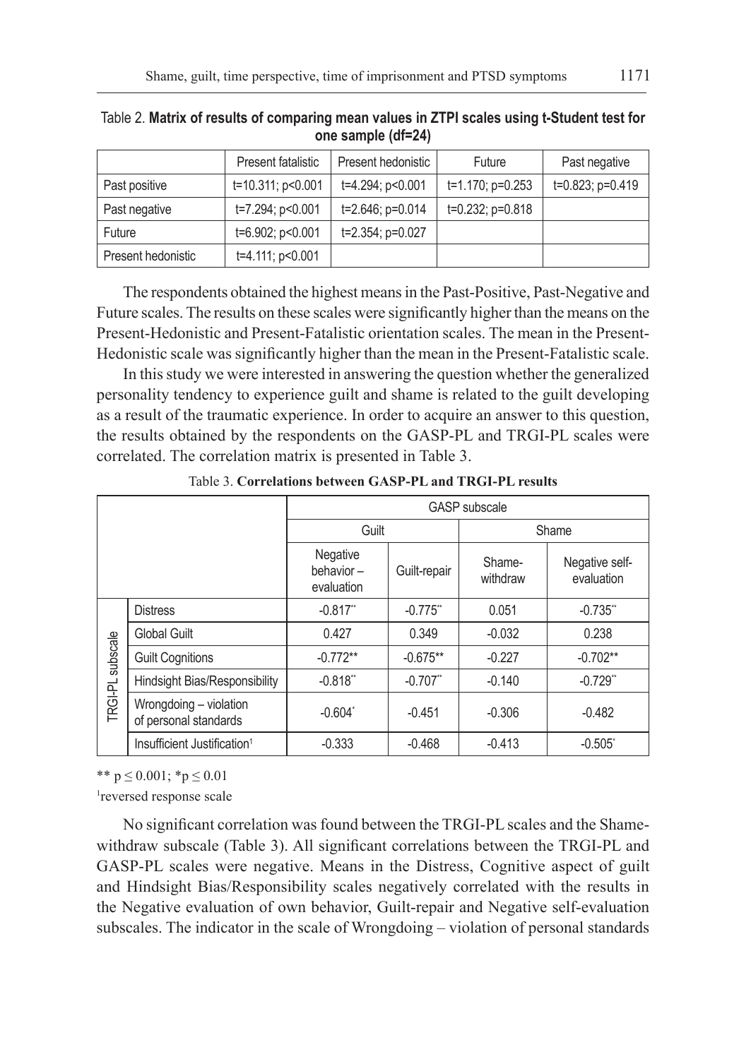Table 2. **Matrix of results of comparing mean values in ZTPI scales using t-Student test for one sample (df=24)**

| | Present fatalistic | Present hedonistic | Future | Past negative |
|---|---|---|---|---|
| Past positive | t=10.311; p<0.001 | t=4.294; p<0.001 | t=1.170; p=0.253 | t=0.823; p=0.419 |
| Past negative | t=7.294; p<0.001 | t=2.646; p=0.014 | t=0.232; p=0.818 | |
| Future | t=6.902; p<0.001 | t=2.354; p=0.027 | | |
| Present hedonistic | t=4.111; p<0.001 | | | |

The respondents obtained the highest means in the Past-Positive, Past-Negative and Future scales. The results on these scales were significantly higher than the means on the Present-Hedonistic and Present-Fatalistic orientation scales. The mean in the Present-Hedonistic scale was significantly higher than the mean in the Present-Fatalistic scale.

In this study we were interested in answering the question whether the generalized personality tendency to experience guilt and shame is related to the guilt developing as a result of the traumatic experience. In order to acquire an answer to this question, the results obtained by the respondents on the GASP-PL and TRGI-PL scales were correlated. The correlation matrix is presented in Table 3.

Table 3. **Correlations between GASP-PL and TRGI-PL results**

| | | GASP subscale | | | |
|---|---|---|---|---|---|
| | | Guilt | | Shame | |
| | | Negative behavior – evaluation | Guilt-repair | Shame-withdraw | Negative self-evaluation |
| TRGI-PL subscale | Distress | -0.817** | -0.775** | 0.051 | -0.735** |
| | Global Guilt | 0.427 | 0.349 | -0.032 | 0.238 |
| | Guilt Cognitions | -0.772** | -0.675** | -0.227 | -0.702** |
| | Hindsight Bias/Responsibility | -0.818** | -0.707** | -0.140 | -0.729** |
| | Wrongdoing – violation of personal standards | -0.604* | -0.451 | -0.306 | -0.482 |
| | Insufficient Justification[1] | -0.333 | -0.468 | -0.413 | -0.505* |

** $p \leq 0.001$; * $p \leq 0.01$

[1]reversed response scale

No significant correlation was found between the TRGI-PL scales and the Shame-withdraw subscale (Table 3). All significant correlations between the TRGI-PL and GASP-PL scales were negative. Means in the Distress, Cognitive aspect of guilt and Hindsight Bias/Responsibility scales negatively correlated with the results in the Negative evaluation of own behavior, Guilt-repair and Negative self-evaluation subscales. The indicator in the scale of Wrongdoing – violation of personal standards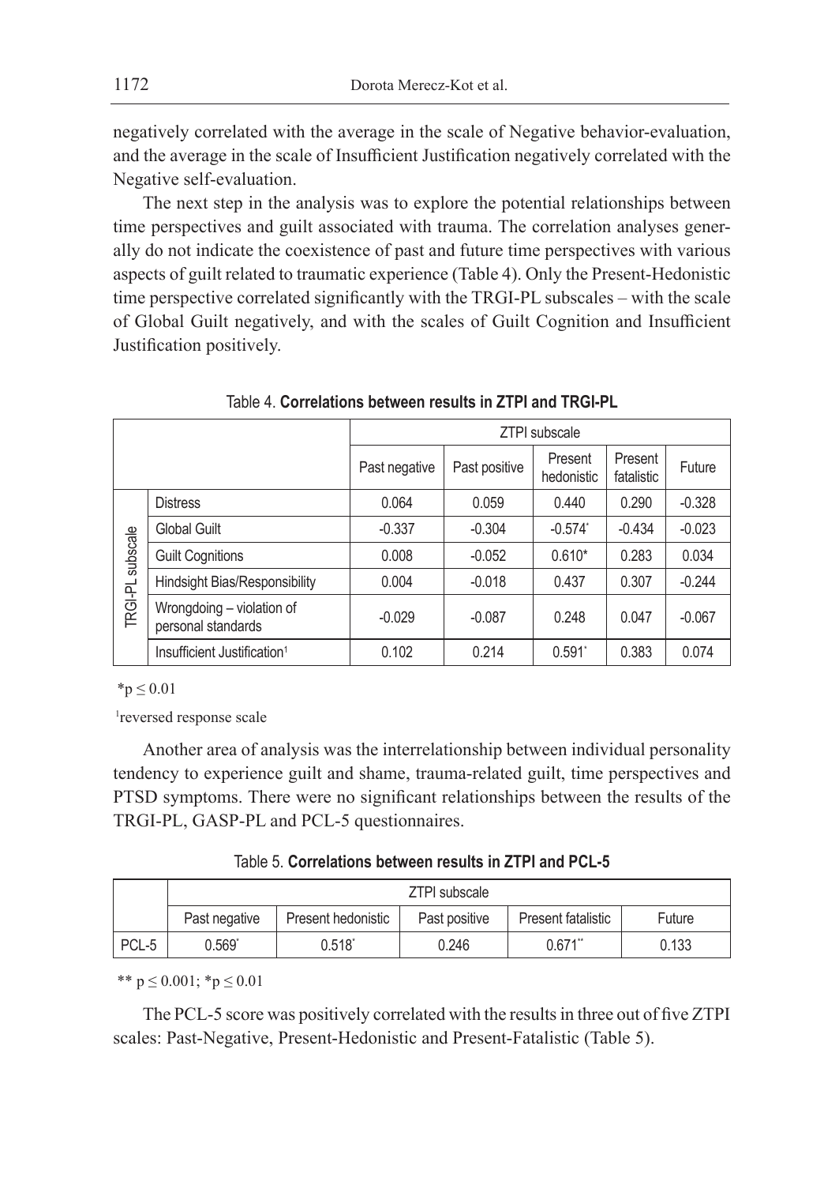negatively correlated with the average in the scale of Negative behavior-evaluation, and the average in the scale of Insufficient Justification negatively correlated with the Negative self-evaluation.

The next step in the analysis was to explore the potential relationships between time perspectives and guilt associated with trauma. The correlation analyses generally do not indicate the coexistence of past and future time perspectives with various aspects of guilt related to traumatic experience (Table 4). Only the Present-Hedonistic time perspective correlated significantly with the TRGI-PL subscales – with the scale of Global Guilt negatively, and with the scales of Guilt Cognition and Insufficient Justification positively.

Table 4. **Correlations between results in ZTPI and TRGI-PL**

| | | ZTPI subscale | | | | |
|---|---|---|---|---|---|---|
| | | Past negative | Past positive | Present hedonistic | Present fatalistic | Future |
| TRGI-PL subscale | Distress | 0.064 | 0.059 | 0.440 | 0.290 | -0.328 |
| | Global Guilt | -0.337 | -0.304 | -0.574* | -0.434 | -0.023 |
| | Guilt Cognitions | 0.008 | -0.052 | 0.610* | 0.283 | 0.034 |
| | Hindsight Bias/Responsibility | 0.004 | -0.018 | 0.437 | 0.307 | -0.244 |
| | Wrongdoing – violation of personal standards | -0.029 | -0.087 | 0.248 | 0.047 | -0.067 |
| | Insufficient Justification[1] | 0.102 | 0.214 | 0.591* | 0.383 | 0.074 |

*$p \leq 0.01$

[1]reversed response scale

Another area of analysis was the interrelationship between individual personality tendency to experience guilt and shame, trauma-related guilt, time perspectives and PTSD symptoms. There were no significant relationships between the results of the TRGI-PL, GASP-PL and PCL-5 questionnaires.

Table 5. **Correlations between results in ZTPI and PCL-5**

| | ZTPI subscale | | | | |
|---|---|---|---|---|---|
| | Past negative | Present hedonistic | Past positive | Present fatalistic | Future |
| PCL-5 | 0.569* | 0.518* | 0.246 | 0.671** | 0.133 |

** $p \leq 0.001$; *$p \leq 0.01$

The PCL-5 score was positively correlated with the results in three out of five ZTPI scales: Past-Negative, Present-Hedonistic and Present-Fatalistic (Table 5).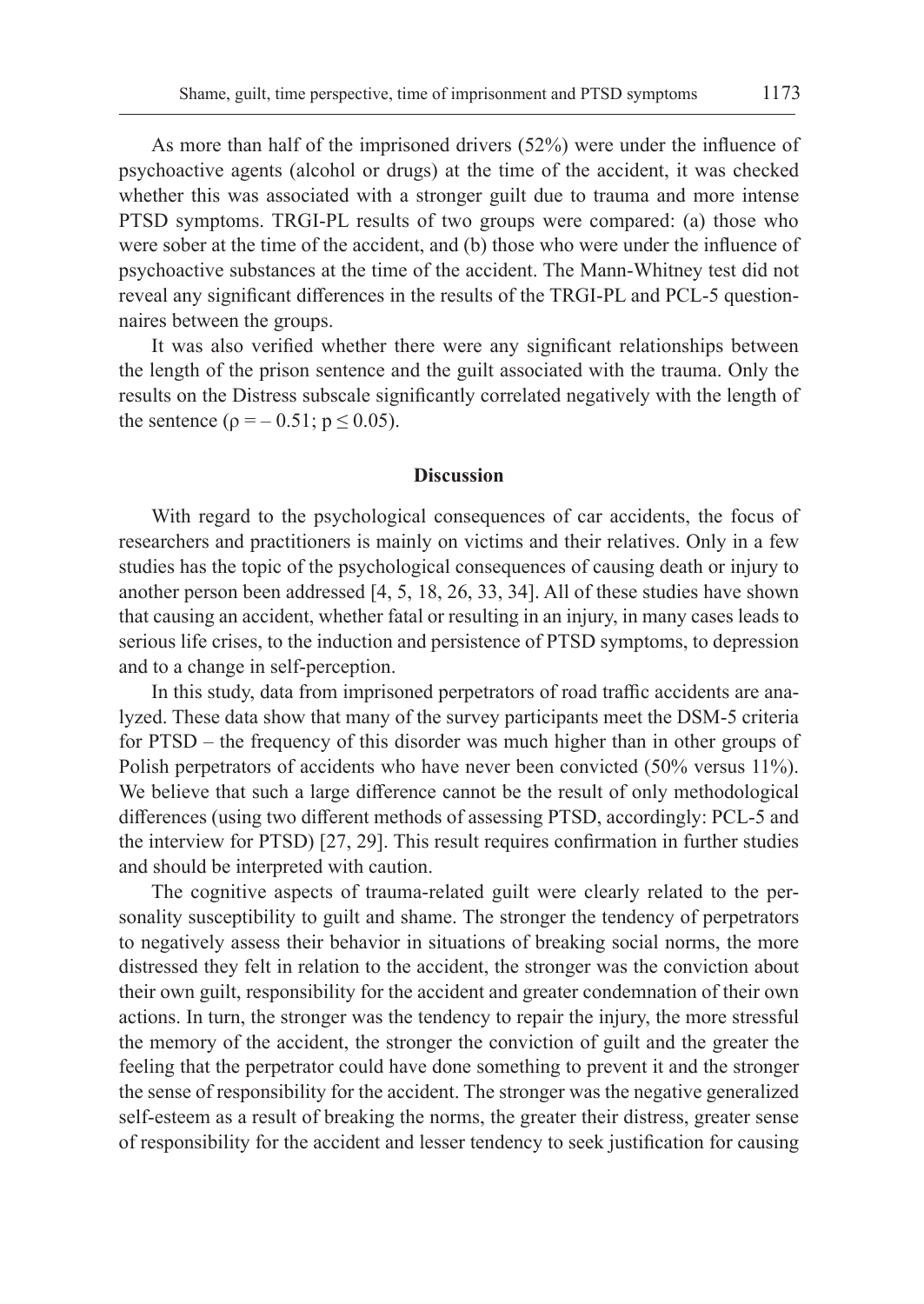As more than half of the imprisoned drivers (52%) were under the influence of psychoactive agents (alcohol or drugs) at the time of the accident, it was checked whether this was associated with a stronger guilt due to trauma and more intense PTSD symptoms. TRGI-PL results of two groups were compared: (a) those who were sober at the time of the accident, and (b) those who were under the influence of psychoactive substances at the time of the accident. The Mann-Whitney test did not reveal any significant differences in the results of the TRGI-PL and PCL-5 questionnaires between the groups.

It was also verified whether there were any significant relationships between the length of the prison sentence and the guilt associated with the trauma. Only the results on the Distress subscale significantly correlated negatively with the length of the sentence ($\rho = -0.51$; $p \leq 0.05$).

## Discussion

With regard to the psychological consequences of car accidents, the focus of researchers and practitioners is mainly on victims and their relatives. Only in a few studies has the topic of the psychological consequences of causing death or injury to another person been addressed [4, 5, 18, 26, 33, 34]. All of these studies have shown that causing an accident, whether fatal or resulting in an injury, in many cases leads to serious life crises, to the induction and persistence of PTSD symptoms, to depression and to a change in self-perception.

In this study, data from imprisoned perpetrators of road traffic accidents are analyzed. These data show that many of the survey participants meet the DSM-5 criteria for PTSD – the frequency of this disorder was much higher than in other groups of Polish perpetrators of accidents who have never been convicted (50% versus 11%). We believe that such a large difference cannot be the result of only methodological differences (using two different methods of assessing PTSD, accordingly: PCL-5 and the interview for PTSD) [27, 29]. This result requires confirmation in further studies and should be interpreted with caution.

The cognitive aspects of trauma-related guilt were clearly related to the personality susceptibility to guilt and shame. The stronger the tendency of perpetrators to negatively assess their behavior in situations of breaking social norms, the more distressed they felt in relation to the accident, the stronger was the conviction about their own guilt, responsibility for the accident and greater condemnation of their own actions. In turn, the stronger was the tendency to repair the injury, the more stressful the memory of the accident, the stronger the conviction of guilt and the greater the feeling that the perpetrator could have done something to prevent it and the stronger the sense of responsibility for the accident. The stronger was the negative generalized self-esteem as a result of breaking the norms, the greater their distress, greater sense of responsibility for the accident and lesser tendency to seek justification for causing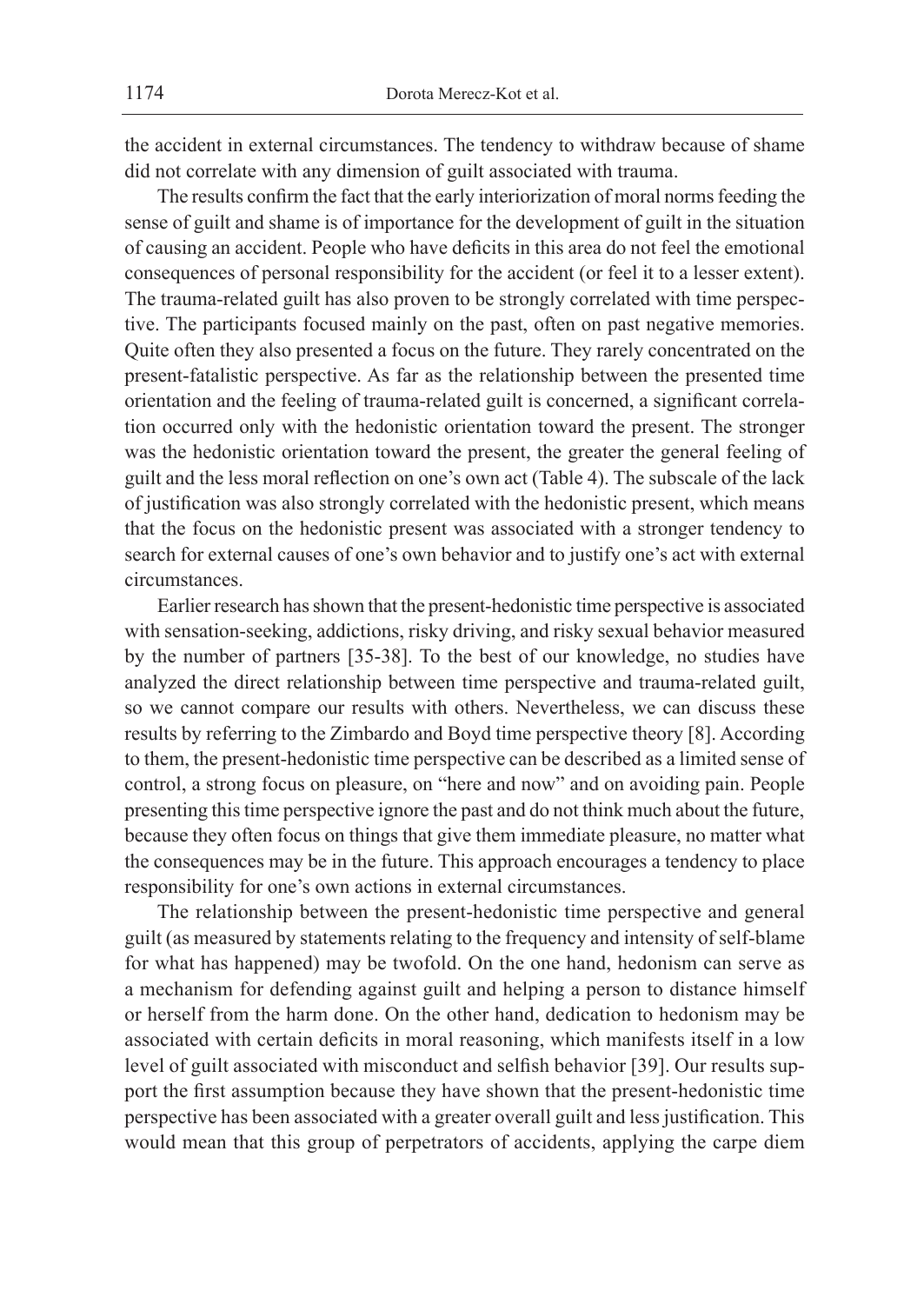the accident in external circumstances. The tendency to withdraw because of shame did not correlate with any dimension of guilt associated with trauma.

The results confirm the fact that the early interiorization of moral norms feeding the sense of guilt and shame is of importance for the development of guilt in the situation of causing an accident. People who have deficits in this area do not feel the emotional consequences of personal responsibility for the accident (or feel it to a lesser extent). The trauma-related guilt has also proven to be strongly correlated with time perspective. The participants focused mainly on the past, often on past negative memories. Quite often they also presented a focus on the future. They rarely concentrated on the present-fatalistic perspective. As far as the relationship between the presented time orientation and the feeling of trauma-related guilt is concerned, a significant correlation occurred only with the hedonistic orientation toward the present. The stronger was the hedonistic orientation toward the present, the greater the general feeling of guilt and the less moral reflection on one's own act (Table 4). The subscale of the lack of justification was also strongly correlated with the hedonistic present, which means that the focus on the hedonistic present was associated with a stronger tendency to search for external causes of one's own behavior and to justify one's act with external circumstances.

Earlier research has shown that the present-hedonistic time perspective is associated with sensation-seeking, addictions, risky driving, and risky sexual behavior measured by the number of partners [35-38]. To the best of our knowledge, no studies have analyzed the direct relationship between time perspective and trauma-related guilt, so we cannot compare our results with others. Nevertheless, we can discuss these results by referring to the Zimbardo and Boyd time perspective theory [8]. According to them, the present-hedonistic time perspective can be described as a limited sense of control, a strong focus on pleasure, on "here and now" and on avoiding pain. People presenting this time perspective ignore the past and do not think much about the future, because they often focus on things that give them immediate pleasure, no matter what the consequences may be in the future. This approach encourages a tendency to place responsibility for one's own actions in external circumstances.

The relationship between the present-hedonistic time perspective and general guilt (as measured by statements relating to the frequency and intensity of self-blame for what has happened) may be twofold. On the one hand, hedonism can serve as a mechanism for defending against guilt and helping a person to distance himself or herself from the harm done. On the other hand, dedication to hedonism may be associated with certain deficits in moral reasoning, which manifests itself in a low level of guilt associated with misconduct and selfish behavior [39]. Our results support the first assumption because they have shown that the present-hedonistic time perspective has been associated with a greater overall guilt and less justification. This would mean that this group of perpetrators of accidents, applying the carpe diem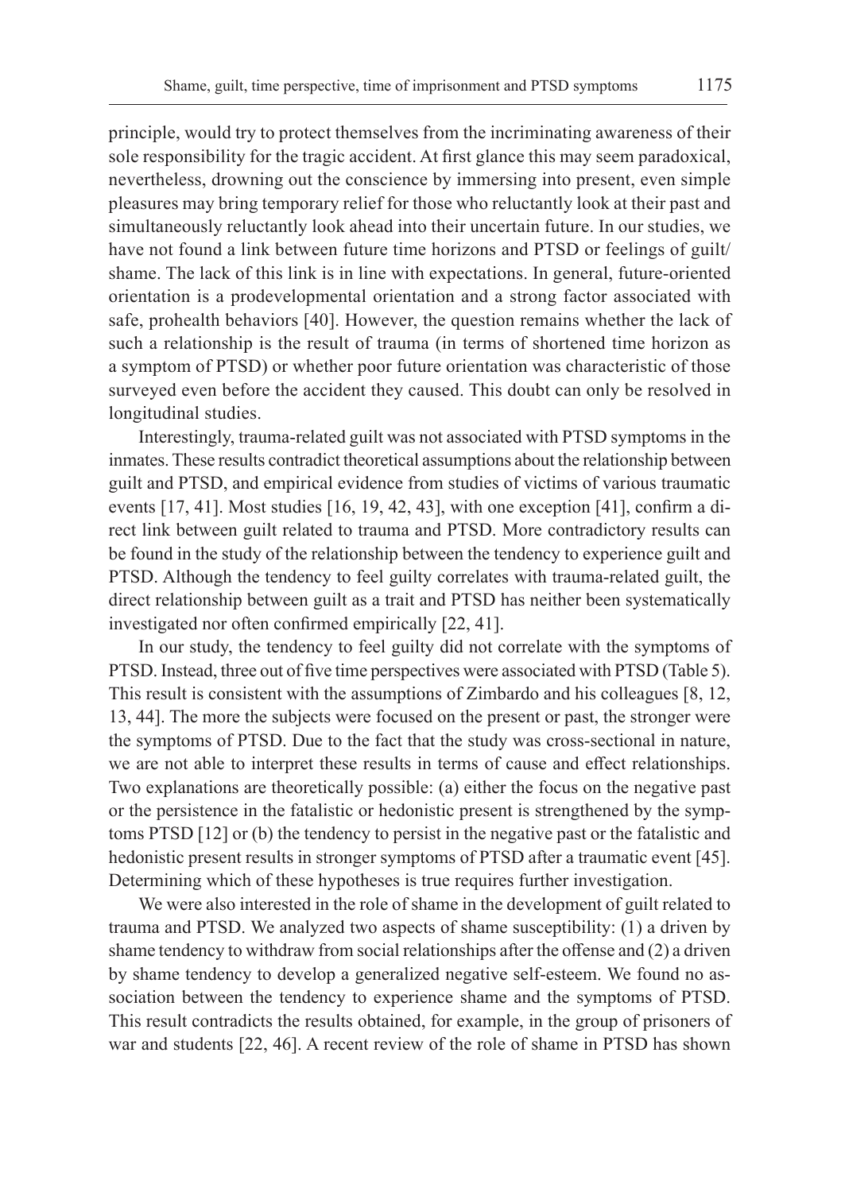principle, would try to protect themselves from the incriminating awareness of their sole responsibility for the tragic accident. At first glance this may seem paradoxical, nevertheless, drowning out the conscience by immersing into present, even simple pleasures may bring temporary relief for those who reluctantly look at their past and simultaneously reluctantly look ahead into their uncertain future. In our studies, we have not found a link between future time horizons and PTSD or feelings of guilt/ shame. The lack of this link is in line with expectations. In general, future-oriented orientation is a prodevelopmental orientation and a strong factor associated with safe, prohealth behaviors [40]. However, the question remains whether the lack of such a relationship is the result of trauma (in terms of shortened time horizon as a symptom of PTSD) or whether poor future orientation was characteristic of those surveyed even before the accident they caused. This doubt can only be resolved in longitudinal studies.

Interestingly, trauma-related guilt was not associated with PTSD symptoms in the inmates. These results contradict theoretical assumptions about the relationship between guilt and PTSD, and empirical evidence from studies of victims of various traumatic events [17, 41]. Most studies [16, 19, 42, 43], with one exception [41], confirm a direct link between guilt related to trauma and PTSD. More contradictory results can be found in the study of the relationship between the tendency to experience guilt and PTSD. Although the tendency to feel guilty correlates with trauma-related guilt, the direct relationship between guilt as a trait and PTSD has neither been systematically investigated nor often confirmed empirically [22, 41].

In our study, the tendency to feel guilty did not correlate with the symptoms of PTSD. Instead, three out of five time perspectives were associated with PTSD (Table 5). This result is consistent with the assumptions of Zimbardo and his colleagues [8, 12, 13, 44]. The more the subjects were focused on the present or past, the stronger were the symptoms of PTSD. Due to the fact that the study was cross-sectional in nature, we are not able to interpret these results in terms of cause and effect relationships. Two explanations are theoretically possible: (a) either the focus on the negative past or the persistence in the fatalistic or hedonistic present is strengthened by the symptoms PTSD [12] or (b) the tendency to persist in the negative past or the fatalistic and hedonistic present results in stronger symptoms of PTSD after a traumatic event [45]. Determining which of these hypotheses is true requires further investigation.

We were also interested in the role of shame in the development of guilt related to trauma and PTSD. We analyzed two aspects of shame susceptibility: (1) a driven by shame tendency to withdraw from social relationships after the offense and (2) a driven by shame tendency to develop a generalized negative self-esteem. We found no association between the tendency to experience shame and the symptoms of PTSD. This result contradicts the results obtained, for example, in the group of prisoners of war and students [22, 46]. A recent review of the role of shame in PTSD has shown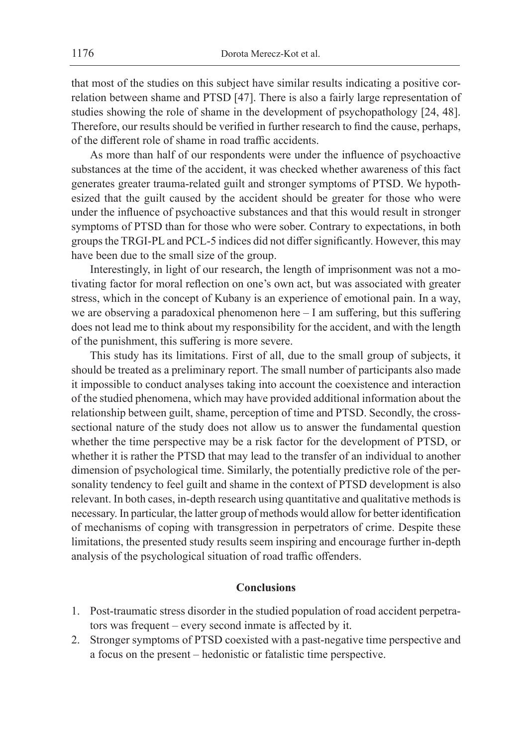that most of the studies on this subject have similar results indicating a positive correlation between shame and PTSD [47]. There is also a fairly large representation of studies showing the role of shame in the development of psychopathology [24, 48]. Therefore, our results should be verified in further research to find the cause, perhaps, of the different role of shame in road traffic accidents.

As more than half of our respondents were under the influence of psychoactive substances at the time of the accident, it was checked whether awareness of this fact generates greater trauma-related guilt and stronger symptoms of PTSD. We hypothesized that the guilt caused by the accident should be greater for those who were under the influence of psychoactive substances and that this would result in stronger symptoms of PTSD than for those who were sober. Contrary to expectations, in both groups the TRGI-PL and PCL-5 indices did not differ significantly. However, this may have been due to the small size of the group.

Interestingly, in light of our research, the length of imprisonment was not a motivating factor for moral reflection on one's own act, but was associated with greater stress, which in the concept of Kubany is an experience of emotional pain. In a way, we are observing a paradoxical phenomenon here – I am suffering, but this suffering does not lead me to think about my responsibility for the accident, and with the length of the punishment, this suffering is more severe.

This study has its limitations. First of all, due to the small group of subjects, it should be treated as a preliminary report. The small number of participants also made it impossible to conduct analyses taking into account the coexistence and interaction of the studied phenomena, which may have provided additional information about the relationship between guilt, shame, perception of time and PTSD. Secondly, the cross-sectional nature of the study does not allow us to answer the fundamental question whether the time perspective may be a risk factor for the development of PTSD, or whether it is rather the PTSD that may lead to the transfer of an individual to another dimension of psychological time. Similarly, the potentially predictive role of the personality tendency to feel guilt and shame in the context of PTSD development is also relevant. In both cases, in-depth research using quantitative and qualitative methods is necessary. In particular, the latter group of methods would allow for better identification of mechanisms of coping with transgression in perpetrators of crime. Despite these limitations, the presented study results seem inspiring and encourage further in-depth analysis of the psychological situation of road traffic offenders.

## Conclusions

1. Post-traumatic stress disorder in the studied population of road accident perpetrators was frequent – every second inmate is affected by it.
2. Stronger symptoms of PTSD coexisted with a past-negative time perspective and a focus on the present – hedonistic or fatalistic time perspective.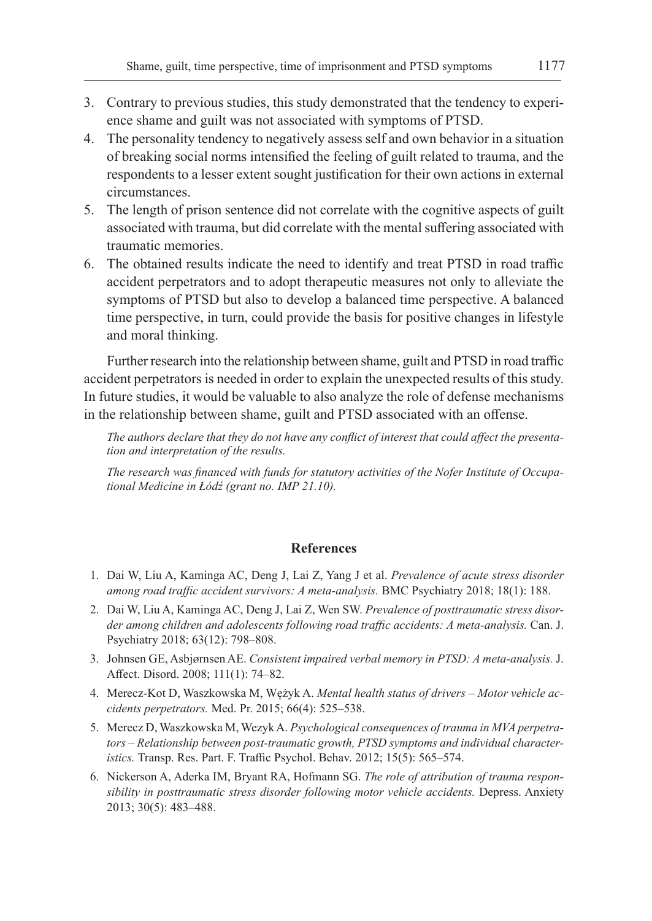3. Contrary to previous studies, this study demonstrated that the tendency to experience shame and guilt was not associated with symptoms of PTSD.
4. The personality tendency to negatively assess self and own behavior in a situation of breaking social norms intensified the feeling of guilt related to trauma, and the respondents to a lesser extent sought justification for their own actions in external circumstances.
5. The length of prison sentence did not correlate with the cognitive aspects of guilt associated with trauma, but did correlate with the mental suffering associated with traumatic memories.
6. The obtained results indicate the need to identify and treat PTSD in road traffic accident perpetrators and to adopt therapeutic measures not only to alleviate the symptoms of PTSD but also to develop a balanced time perspective. A balanced time perspective, in turn, could provide the basis for positive changes in lifestyle and moral thinking.

Further research into the relationship between shame, guilt and PTSD in road traffic accident perpetrators is needed in order to explain the unexpected results of this study. In future studies, it would be valuable to also analyze the role of defense mechanisms in the relationship between shame, guilt and PTSD associated with an offense.

*The authors declare that they do not have any conflict of interest that could affect the presentation and interpretation of the results.*

*The research was financed with funds for statutory activities of the Nofer Institute of Occupational Medicine in Łódź (grant no. IMP 21.10).*

## References

1. Dai W, Liu A, Kaminga AC, Deng J, Lai Z, Yang J et al. *Prevalence of acute stress disorder among road traffic accident survivors: A meta-analysis.* BMC Psychiatry 2018; 18(1): 188.
2. Dai W, Liu A, Kaminga AC, Deng J, Lai Z, Wen SW. *Prevalence of posttraumatic stress disorder among children and adolescents following road traffic accidents: A meta-analysis.* Can. J. Psychiatry 2018; 63(12): 798–808.
3. Johnsen GE, Asbjørnsen AE. *Consistent impaired verbal memory in PTSD: A meta-analysis.* J. Affect. Disord. 2008; 111(1): 74–82.
4. Merecz-Kot D, Waszkowska M, Wężyk A. *Mental health status of drivers – Motor vehicle accidents perpetrators.* Med. Pr. 2015; 66(4): 525–538.
5. Merecz D, Waszkowska M, Wezyk A. *Psychological consequences of trauma in MVA perpetrators – Relationship between post-traumatic growth, PTSD symptoms and individual characteristics.* Transp. Res. Part. F. Traffic Psychol. Behav. 2012; 15(5): 565–574.
6. Nickerson A, Aderka IM, Bryant RA, Hofmann SG. *The role of attribution of trauma responsibility in posttraumatic stress disorder following motor vehicle accidents.* Depress. Anxiety 2013; 30(5): 483–488.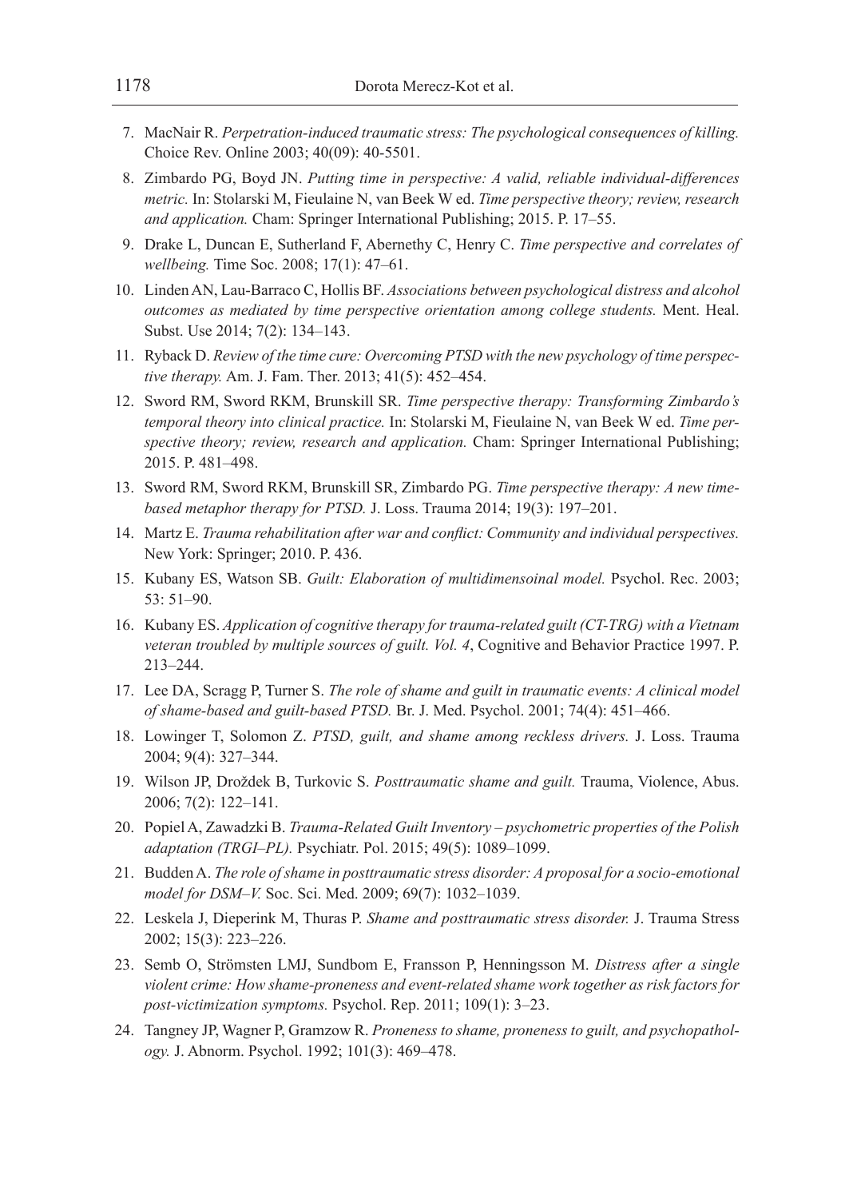7. MacNair R. *Perpetration-induced traumatic stress: The psychological consequences of killing.* Choice Rev. Online 2003; 40(09): 40-5501.
8. Zimbardo PG, Boyd JN. *Putting time in perspective: A valid, reliable individual-differences metric.* In: Stolarski M, Fieulaine N, van Beek W ed. *Time perspective theory; review, research and application.* Cham: Springer International Publishing; 2015. P. 17–55.
9. Drake L, Duncan E, Sutherland F, Abernethy C, Henry C. *Time perspective and correlates of wellbeing.* Time Soc. 2008; 17(1): 47–61.
10. Linden AN, Lau-Barraco C, Hollis BF. *Associations between psychological distress and alcohol outcomes as mediated by time perspective orientation among college students.* Ment. Heal. Subst. Use 2014; 7(2): 134–143.
11. Ryback D. *Review of the time cure: Overcoming PTSD with the new psychology of time perspective therapy.* Am. J. Fam. Ther. 2013; 41(5): 452–454.
12. Sword RM, Sword RKM, Brunskill SR. *Time perspective therapy: Transforming Zimbardo's temporal theory into clinical practice.* In: Stolarski M, Fieulaine N, van Beek W ed. *Time perspective theory; review, research and application.* Cham: Springer International Publishing; 2015. P. 481–498.
13. Sword RM, Sword RKM, Brunskill SR, Zimbardo PG. *Time perspective therapy: A new time-based metaphor therapy for PTSD.* J. Loss. Trauma 2014; 19(3): 197–201.
14. Martz E. *Trauma rehabilitation after war and conflict: Community and individual perspectives.* New York: Springer; 2010. P. 436.
15. Kubany ES, Watson SB. *Guilt: Elaboration of multidimensoinal model.* Psychol. Rec. 2003; 53: 51–90.
16. Kubany ES. *Application of cognitive therapy for trauma-related guilt (CT-TRG) with a Vietnam veteran troubled by multiple sources of guilt. Vol. 4*, Cognitive and Behavior Practice 1997. P. 213–244.
17. Lee DA, Scragg P, Turner S. *The role of shame and guilt in traumatic events: A clinical model of shame-based and guilt-based PTSD.* Br. J. Med. Psychol. 2001; 74(4): 451–466.
18. Lowinger T, Solomon Z. *PTSD, guilt, and shame among reckless drivers.* J. Loss. Trauma 2004; 9(4): 327–344.
19. Wilson JP, Droždek B, Turkovic S. *Posttraumatic shame and guilt.* Trauma, Violence, Abus. 2006; 7(2): 122–141.
20. Popiel A, Zawadzki B. *Trauma-Related Guilt Inventory – psychometric properties of the Polish adaptation (TRGI–PL).* Psychiatr. Pol. 2015; 49(5): 1089–1099.
21. Budden A. *The role of shame in posttraumatic stress disorder: A proposal for a socio-emotional model for DSM–V.* Soc. Sci. Med. 2009; 69(7): 1032–1039.
22. Leskela J, Dieperink M, Thuras P. *Shame and posttraumatic stress disorder.* J. Trauma Stress 2002; 15(3): 223–226.
23. Semb O, Strömsten LMJ, Sundbom E, Fransson P, Henningsson M. *Distress after a single violent crime: How shame-proneness and event-related shame work together as risk factors for post-victimization symptoms.* Psychol. Rep. 2011; 109(1): 3–23.
24. Tangney JP, Wagner P, Gramzow R. *Proneness to shame, proneness to guilt, and psychopathology.* J. Abnorm. Psychol. 1992; 101(3): 469–478.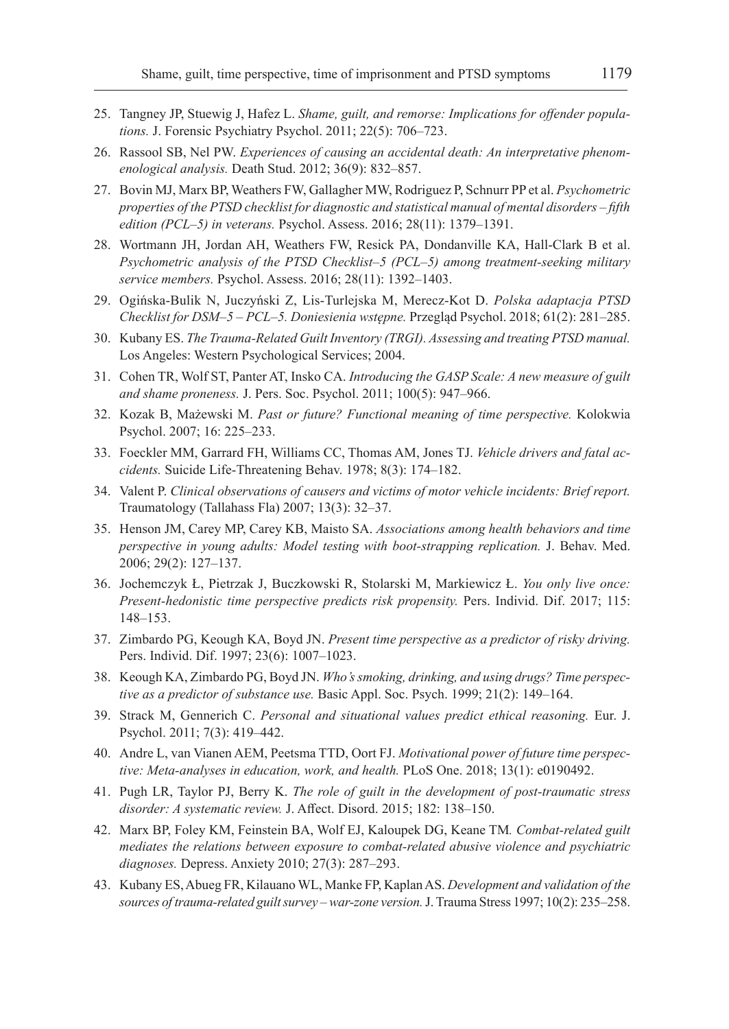25. Tangney JP, Stuewig J, Hafez L. *Shame, guilt, and remorse: Implications for offender populations.* J. Forensic Psychiatry Psychol. 2011; 22(5): 706–723.
26. Rassool SB, Nel PW. *Experiences of causing an accidental death: An interpretative phenomenological analysis.* Death Stud. 2012; 36(9): 832–857.
27. Bovin MJ, Marx BP, Weathers FW, Gallagher MW, Rodriguez P, Schnurr PP et al. *Psychometric properties of the PTSD checklist for diagnostic and statistical manual of mental disorders – fifth edition (PCL–5) in veterans.* Psychol. Assess. 2016; 28(11): 1379–1391.
28. Wortmann JH, Jordan AH, Weathers FW, Resick PA, Dondanville KA, Hall-Clark B et al. *Psychometric analysis of the PTSD Checklist–5 (PCL–5) among treatment-seeking military service members.* Psychol. Assess. 2016; 28(11): 1392–1403.
29. Ogińska-Bulik N, Juczyński Z, Lis-Turlejska M, Merecz-Kot D. *Polska adaptacja PTSD Checklist for DSM–5 – PCL–5. Doniesienia wstępne.* Przegląd Psychol. 2018; 61(2): 281–285.
30. Kubany ES. *The Trauma-Related Guilt Inventory (TRGI). Assessing and treating PTSD manual.* Los Angeles: Western Psychological Services; 2004.
31. Cohen TR, Wolf ST, Panter AT, Insko CA. *Introducing the GASP Scale: A new measure of guilt and shame proneness.* J. Pers. Soc. Psychol. 2011; 100(5): 947–966.
32. Kozak B, Mażewski M. *Past or future? Functional meaning of time perspective.* Kolokwia Psychol. 2007; 16: 225–233.
33. Foeckler MM, Garrard FH, Williams CC, Thomas AM, Jones TJ. *Vehicle drivers and fatal accidents.* Suicide Life-Threatening Behav. 1978; 8(3): 174–182.
34. Valent P. *Clinical observations of causers and victims of motor vehicle incidents: Brief report.* Traumatology (Tallahass Fla) 2007; 13(3): 32–37.
35. Henson JM, Carey MP, Carey KB, Maisto SA. *Associations among health behaviors and time perspective in young adults: Model testing with boot-strapping replication.* J. Behav. Med. 2006; 29(2): 127–137.
36. Jochemczyk Ł, Pietrzak J, Buczkowski R, Stolarski M, Markiewicz Ł. *You only live once: Present-hedonistic time perspective predicts risk propensity.* Pers. Individ. Dif. 2017; 115: 148–153.
37. Zimbardo PG, Keough KA, Boyd JN. *Present time perspective as a predictor of risky driving.* Pers. Individ. Dif. 1997; 23(6): 1007–1023.
38. Keough KA, Zimbardo PG, Boyd JN. *Who's smoking, drinking, and using drugs? Time perspective as a predictor of substance use.* Basic Appl. Soc. Psych. 1999; 21(2): 149–164.
39. Strack M, Gennerich C. *Personal and situational values predict ethical reasoning.* Eur. J. Psychol. 2011; 7(3): 419–442.
40. Andre L, van Vianen AEM, Peetsma TTD, Oort FJ. *Motivational power of future time perspective: Meta-analyses in education, work, and health.* PLoS One. 2018; 13(1): e0190492.
41. Pugh LR, Taylor PJ, Berry K. *The role of guilt in the development of post-traumatic stress disorder: A systematic review.* J. Affect. Disord. 2015; 182: 138–150.
42. Marx BP, Foley KM, Feinstein BA, Wolf EJ, Kaloupek DG, Keane TM. *Combat-related guilt mediates the relations between exposure to combat-related abusive violence and psychiatric diagnoses.* Depress. Anxiety 2010; 27(3): 287–293.
43. Kubany ES, Abueg FR, Kilauano WL, Manke FP, Kaplan AS. *Development and validation of the sources of trauma-related guilt survey – war-zone version.* J. Trauma Stress 1997; 10(2): 235–258.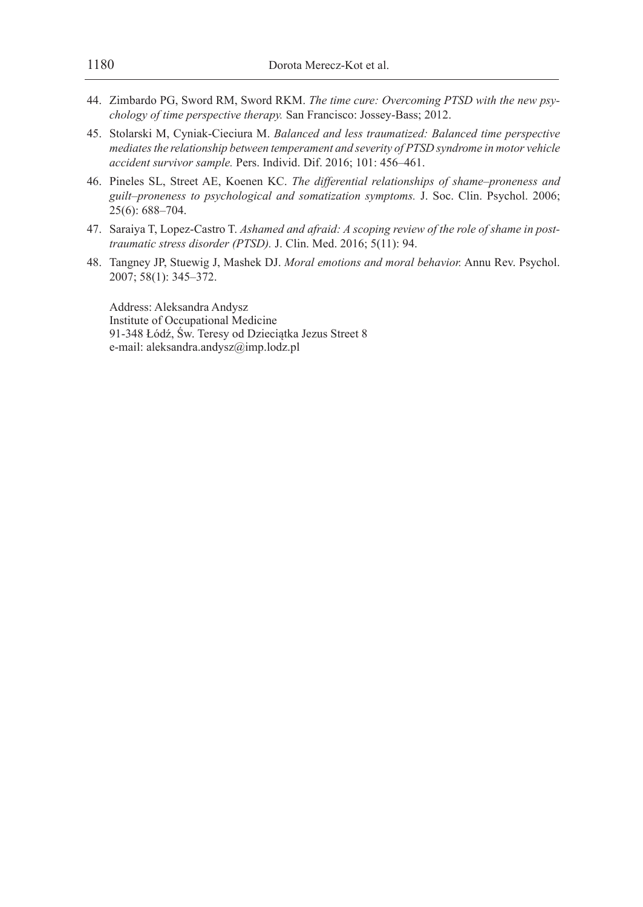44. Zimbardo PG, Sword RM, Sword RKM. *The time cure: Overcoming PTSD with the new psychology of time perspective therapy.* San Francisco: Jossey-Bass; 2012.
45. Stolarski M, Cyniak-Cieciura M. *Balanced and less traumatized: Balanced time perspective mediates the relationship between temperament and severity of PTSD syndrome in motor vehicle accident survivor sample.* Pers. Individ. Dif. 2016; 101: 456–461.
46. Pineles SL, Street AE, Koenen KC. *The differential relationships of shame–proneness and guilt–proneness to psychological and somatization symptoms.* J. Soc. Clin. Psychol. 2006; 25(6): 688–704.
47. Saraiya T, Lopez-Castro T. *Ashamed and afraid: A scoping review of the role of shame in post-traumatic stress disorder (PTSD).* J. Clin. Med. 2016; 5(11): 94.
48. Tangney JP, Stuewig J, Mashek DJ. *Moral emotions and moral behavior.* Annu Rev. Psychol. 2007; 58(1): 345–372.

Address: Aleksandra Andysz
Institute of Occupational Medicine
91-348 Łódź, Św. Teresy od Dzieciątka Jezus Street 8
e-mail: aleksandra.andysz@imp.lodz.pl